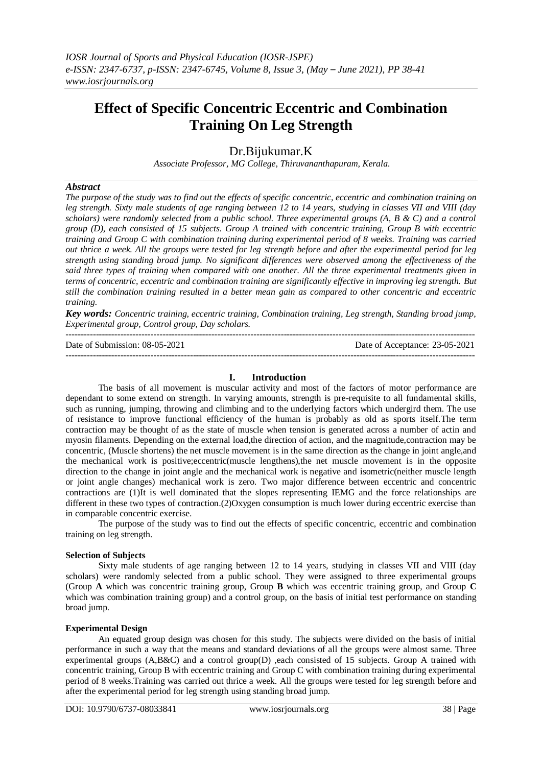# Effect of Specific Concentric Eccentric and Combination Training On Leg Strength

Dr.Bijukumar.K

*Associate Professor, MG College, Thiruvananthapuram, Kerala.*

### *Abstract*

*The purpose of the study was to find out the effects of specific concentric, eccentric and combination training on leg strength. Sixty male students of age ranging between 12 to 14 years, studying in classes VII and VIII (day scholars) were randomly selected from a public school. Three experimental groups (A, B & C) and a control group (D), each consisted of 15 subjects. Group A trained with concentric training, Group B with eccentric training and Group C with combination training during experimental period of 8 weeks. Training was carried out thrice a week. All the groups were tested for leg strength before and after the experimental period for leg strength using standing broad jump. No significant differences were observed among the effectiveness of the said three types of training when compared with one another. All the three experimental treatments given in terms of concentric, eccentric and combination training are significantly effective in improving leg strength. But still the combination training resulted in a better mean gain as compared to other concentric and eccentric training.*

***Key words:*** *Concentric training, eccentric training, Combination training, Leg strength, Standing broad jump, Experimental group, Control group, Day scholars.*

Date of Submission: 08-05-2021 Date of Acceptance: 23-05-2021

## I. Introduction

The basis of all movement is muscular activity and most of the factors of motor performance are dependant to some extend on strength. In varying amounts, strength is pre-requisite to all fundamental skills, such as running, jumping, throwing and climbing and to the underlying factors which undergird them. The use of resistance to improve functional efficiency of the human is probably as old as sports itself.The term contraction may be thought of as the state of muscle when tension is generated across a number of actin and myosin filaments. Depending on the external load,the direction of action, and the magnitude,contraction may be concentric, (Muscle shortens) the net muscle movement is in the same direction as the change in joint angle,and the mechanical work is positive;eccentric(muscle lengthens),the net muscle movement is in the opposite direction to the change in joint angle and the mechanical work is negative and isometric(neither muscle length or joint angle changes) mechanical work is zero. Two major difference between eccentric and concentric contractions are (1)It is well dominated that the slopes representing IEMG and the force relationships are different in these two types of contraction.(2)Oxygen consumption is much lower during eccentric exercise than in comparable concentric exercise.

The purpose of the study was to find out the effects of specific concentric, eccentric and combination training on leg strength.

### Selection of Subjects

Sixty male students of age ranging between 12 to 14 years, studying in classes VII and VIII (day scholars) were randomly selected from a public school. They were assigned to three experimental groups (Group **A** which was concentric training group, Group **B** which was eccentric training group, and Group **C** which was combination training group) and a control group, on the basis of initial test performance on standing broad jump.

### Experimental Design

An equated group design was chosen for this study. The subjects were divided on the basis of initial performance in such a way that the means and standard deviations of all the groups were almost same. Three experimental groups (A,B&C) and a control group(D) ,each consisted of 15 subjects. Group A trained with concentric training, Group B with eccentric training and Group C with combination training during experimental period of 8 weeks.Training was carried out thrice a week. All the groups were tested for leg strength before and after the experimental period for leg strength using standing broad jump.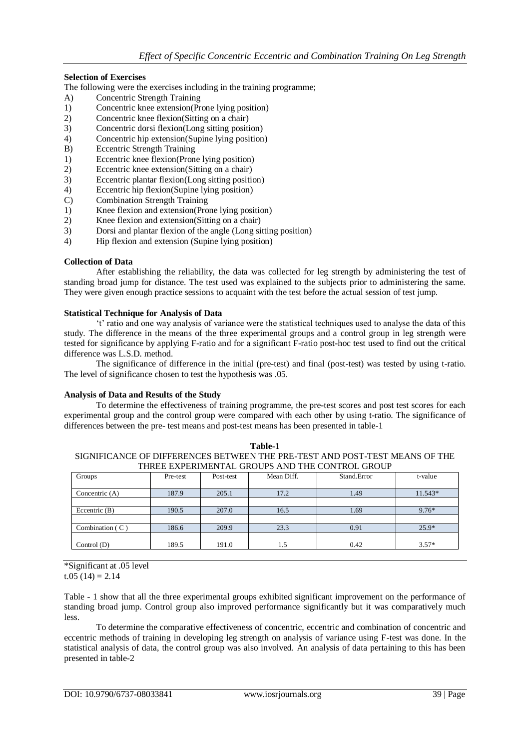**Selection of Exercises**

The following were the exercises including in the training programme;

A) Concentric Strength Training
1) Concentric knee extension(Prone lying position)
2) Concentric knee flexion(Sitting on a chair)
3) Concentric dorsi flexion(Long sitting position)
4) Concentric hip extension(Supine lying position)

B) Eccentric Strength Training
1) Eccentric knee flexion(Prone lying position)
2) Eccentric knee extension(Sitting on a chair)
3) Eccentric plantar flexion(Long sitting position)
4) Eccentric hip flexion(Supine lying position)

C) Combination Strength Training
1) Knee flexion and extension(Prone lying position)
2) Knee flexion and extension(Sitting on a chair)
3) Dorsi and plantar flexion of the angle (Long sitting position)
4) Hip flexion and extension (Supine lying position)

**Collection of Data**

After establishing the reliability, the data was collected for leg strength by administering the test of standing broad jump for distance. The test used was explained to the subjects prior to administering the same. They were given enough practice sessions to acquaint with the test before the actual session of test jump.

**Statistical Technique for Analysis of Data**

't' ratio and one way analysis of variance were the statistical techniques used to analyse the data of this study. The difference in the means of the three experimental groups and a control group in leg strength were tested for significance by applying F-ratio and for a significant F-ratio post-hoc test used to find out the critical difference was L.S.D. method.

The significance of difference in the initial (pre-test) and final (post-test) was tested by using t-ratio. The level of significance chosen to test the hypothesis was .05.

**Analysis of Data and Results of the Study**

To determine the effectiveness of training programme, the pre-test scores and post test scores for each experimental group and the control group were compared with each other by using t-ratio. The significance of differences between the pre- test means and post-test means has been presented in table-1

**Table-1**

SIGNIFICANCE OF DIFFERENCES BETWEEN THE PRE-TEST AND POST-TEST MEANS OF THE THREE EXPERIMENTAL GROUPS AND THE CONTROL GROUP

| Groups | Pre-test | Post-test | Mean Diff. | Stand.Error | t-value |
|---|---|---|---|---|---|
| Concentric (A) | 187.9 | 205.1 | 17.2 | 1.49 | 11.543* |
| Eccentric (B) | 190.5 | 207.0 | 16.5 | 1.69 | 9.76* |
| Combination ( C ) | 186.6 | 209.9 | 23.3 | 0.91 | 25.9* |
| Control (D) | 189.5 | 191.0 | 1.5 | 0.42 | 3.57* |

*Significant at .05 level
$t_{.05}(14) = 2.14$

Table - 1 show that all the three experimental groups exhibited significant improvement on the performance of standing broad jump. Control group also improved performance significantly but it was comparatively much less.

To determine the comparative effectiveness of concentric, eccentric and combination of concentric and eccentric methods of training in developing leg strength on analysis of variance using F-test was done. In the statistical analysis of data, the control group was also involved. An analysis of data pertaining to this has been presented in table-2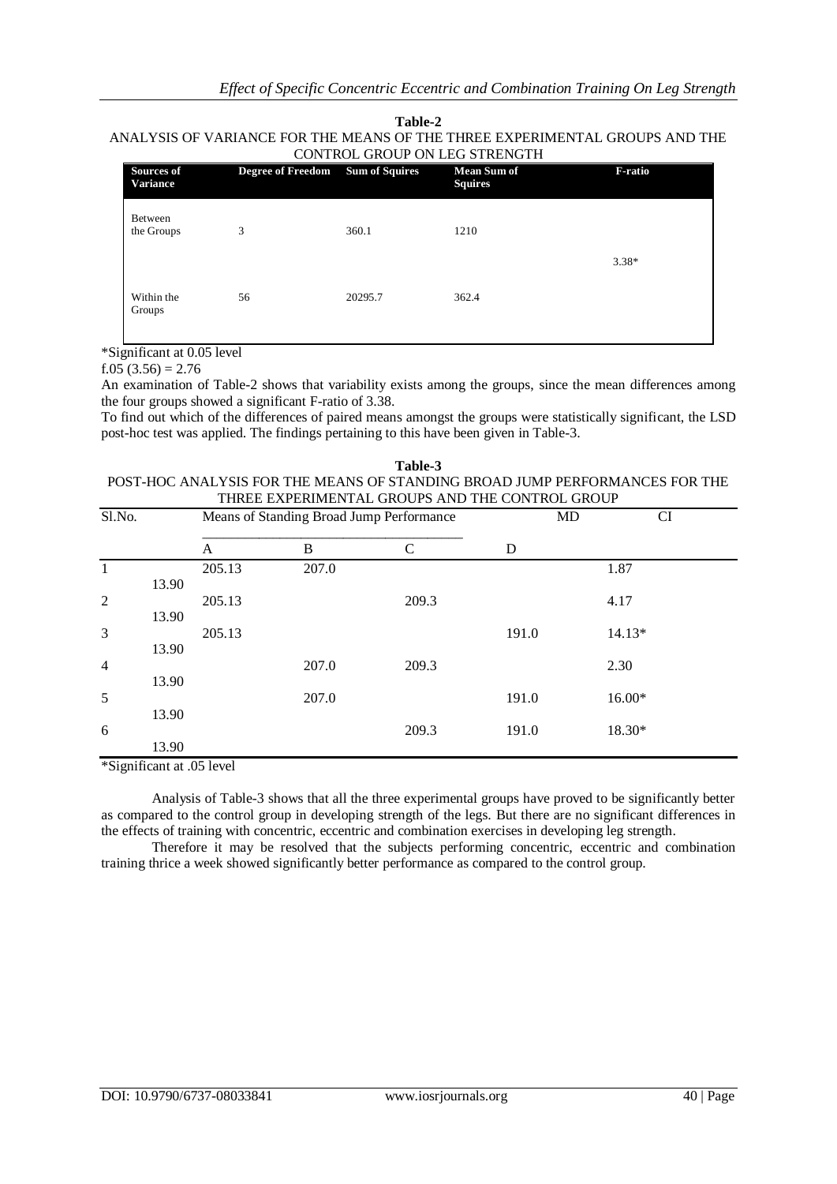**Table-2**

ANALYSIS OF VARIANCE FOR THE MEANS OF THE THREE EXPERIMENTAL GROUPS AND THE CONTROL GROUP ON LEG STRENGTH

| Sources of Variance | Degree of Freedom | Sum of Squires | Mean Sum of Squires | F-ratio |
|---|---|---|---|---|
| Between the Groups | 3 | 360.1 | 1210 | 3.38* |
| Within the Groups | 56 | 20295.7 | 362.4 | |

*Significant at 0.05 level

f.05 (3.56) = 2.76

An examination of Table-2 shows that variability exists among the groups, since the mean differences among the four groups showed a significant F-ratio of 3.38.

To find out which of the differences of paired means amongst the groups were statistically significant, the LSD post-hoc test was applied. The findings pertaining to this have been given in Table-3.

**Table-3**

POST-HOC ANALYSIS FOR THE MEANS OF STANDING BROAD JUMP PERFORMANCES FOR THE THREE EXPERIMENTAL GROUPS AND THE CONTROL GROUP

| Sl.No. | Means of Standing Broad Jump Performance | | | | MD | CI |
|---|---|---|---|---|---|---|
| | A | B | C | D | | |
| 1 | 205.13 | 207.0 | | | 1.87 | 13.90 |
| 2 | 205.13 | | 209.3 | | 4.17 | 13.90 |
| 3 | 205.13 | | | 191.0 | 14.13* | 13.90 |
| 4 | | 207.0 | 209.3 | | 2.30 | 13.90 |
| 5 | | 207.0 | | 191.0 | 16.00* | 13.90 |
| 6 | | | 209.3 | 191.0 | 18.30* | 13.90 |

*Significant at .05 level

Analysis of Table-3 shows that all the three experimental groups have proved to be significantly better as compared to the control group in developing strength of the legs. But there are no significant differences in the effects of training with concentric, eccentric and combination exercises in developing leg strength.

Therefore it may be resolved that the subjects performing concentric, eccentric and combination training thrice a week showed significantly better performance as compared to the control group.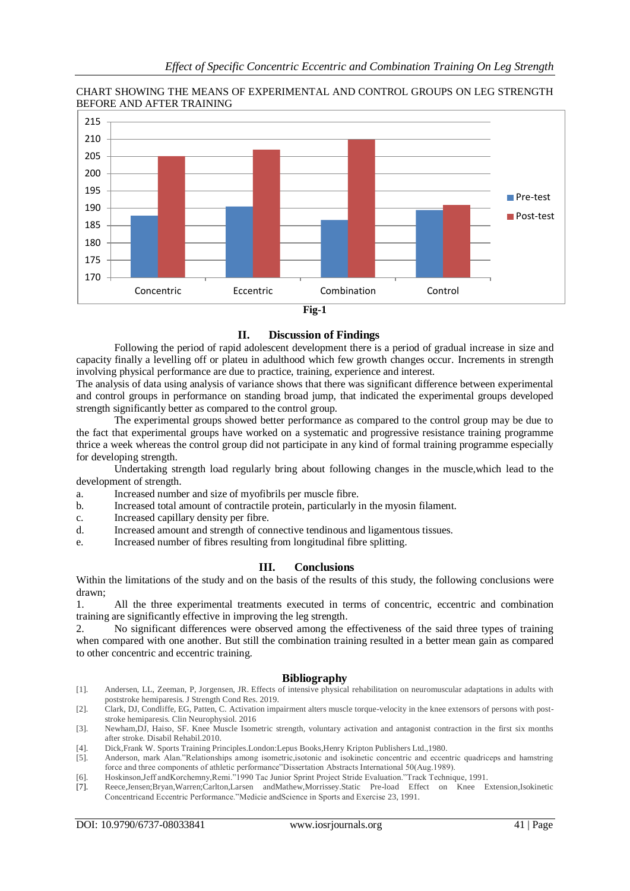CHART SHOWING THE MEANS OF EXPERIMENTAL AND CONTROL GROUPS ON LEG STRENGTH BEFORE AND AFTER TRAINING

215
210
205
200
195
190
185
180
175
170

Concentric
Eccentric
Combination
Control

Pre-test
Post-test

**Fig-1**

## II. Discussion of Findings

Following the period of rapid adolescent development there is a period of gradual increase in size and capacity finally a levelling off or plateu in adulthood which few growth changes occur. Increments in strength involving physical performance are due to practice, training, experience and interest.

The analysis of data using analysis of variance shows that there was significant difference between experimental and control groups in performance on standing broad jump, that indicated the experimental groups developed strength significantly better as compared to the control group.

The experimental groups showed better performance as compared to the control group may be due to the fact that experimental groups have worked on a systematic and progressive resistance training programme thrice a week whereas the control group did not participate in any kind of formal training programme especially for developing strength.

Undertaking strength load regularly bring about following changes in the muscle,which lead to the development of strength.

a. Increased number and size of myofibrils per muscle fibre.
b. Increased total amount of contractile protein, particularly in the myosin filament.
c. Increased capillary density per fibre.
d. Increased amount and strength of connective tendinous and ligamentous tissues.
e. Increased number of fibres resulting from longitudinal fibre splitting.

## III. Conclusions

Within the limitations of the study and on the basis of the results of this study, the following conclusions were drawn;

1. All the three experimental treatments executed in terms of concentric, eccentric and combination training are significantly effective in improving the leg strength.
2. No significant differences were observed among the effectiveness of the said three types of training when compared with one another. But still the combination training resulted in a better mean gain as compared to other concentric and eccentric training.

## Bibliography

[1]. Andersen, LL, Zeeman, P, Jorgensen, JR. Effects of intensive physical rehabilitation on neuromuscular adaptations in adults with poststroke hemiparesis. J Strength Cond Res. 2019.

[2]. Clark, DJ, Condliffe, EG, Patten, C. Activation impairment alters muscle torque-velocity in the knee extensors of persons with post-stroke hemiparesis. Clin Neurophysiol. 2016

[3]. Newham,DJ, Haiso, SF. Knee Muscle Isometric strength, voluntary activation and antagonist contraction in the first six months after stroke. Disabil Rehabil.2010.

[4]. Dick,Frank W. Sports Training Principles.London:Lepus Books,Henry Kripton Publishers Ltd.,1980.

[5]. Anderson, mark Alan."Relationships among isometric,isotonic and isokinetic concentric and eccentric quadriceps and hamstring force and three components of athletic performance"Dissertation Abstracts International 50(Aug.1989).

[6]. Hoskinson,Jeff andKorchemny,Remi."1990 Tac Junior Sprint Project Stride Evaluation."Track Technique, 1991.

[7]. Reece,Jensen;Bryan,Warren;Carlton,Larsen andMathew,Morrissey.Static Pre-load Effect on Knee Extension,Isokinetic Concentricand Eccentric Performance."Medicie andScience in Sports and Exercise 23, 1991.